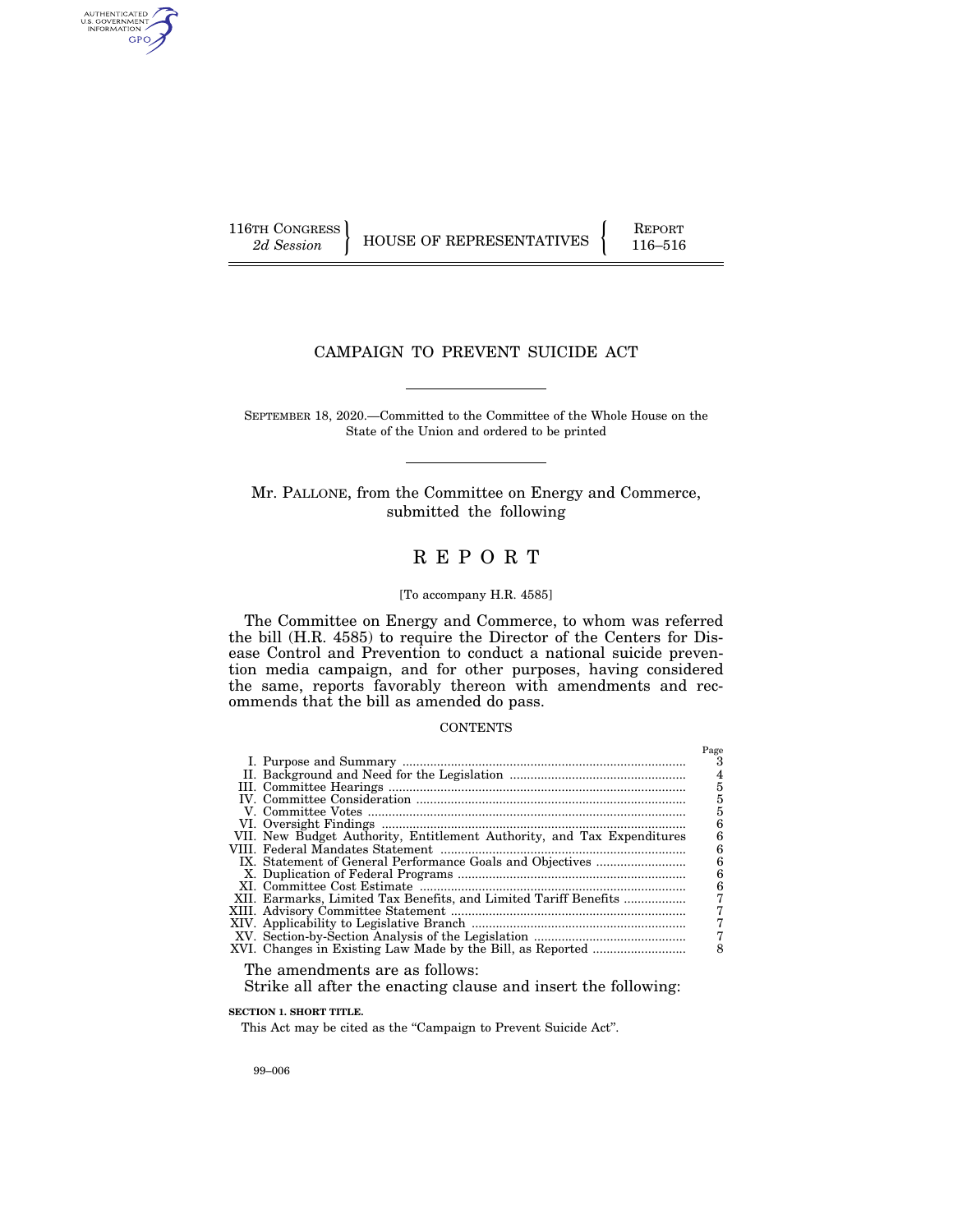116TH CONGRESS
*2d Session*

HOUSE OF REPRESENTATIVES

REPORT
116–516

# CAMPAIGN TO PREVENT SUICIDE ACT

SEPTEMBER 18, 2020.—Committed to the Committee of the Whole House on the State of the Union and ordered to be printed

Mr. PALLONE, from the Committee on Energy and Commerce, submitted the following

## R E P O R T

[To accompany H.R. 4585]

The Committee on Energy and Commerce, to whom was referred the bill (H.R. 4585) to require the Director of the Centers for Disease Control and Prevention to conduct a national suicide prevention media campaign, and for other purposes, having considered the same, reports favorably thereon with amendments and recommends that the bill as amended do pass.

CONTENTS

| | Page |
|---|---|
| I. Purpose and Summary | 3 |
| II. Background and Need for the Legislation | 4 |
| III. Committee Hearings | 5 |
| IV. Committee Consideration | 5 |
| V. Committee Votes | 5 |
| VI. Oversight Findings | 6 |
| VII. New Budget Authority, Entitlement Authority, and Tax Expenditures | 6 |
| VIII. Federal Mandates Statement | 6 |
| IX. Statement of General Performance Goals and Objectives | 6 |
| X. Duplication of Federal Programs | 6 |
| XI. Committee Cost Estimate | 6 |
| XII. Earmarks, Limited Tax Benefits, and Limited Tariff Benefits | 7 |
| XIII. Advisory Committee Statement | 7 |
| XIV. Applicability to Legislative Branch | 7 |
| XV. Section-by-Section Analysis of the Legislation | 7 |
| XVI. Changes in Existing Law Made by the Bill, as Reported | 8 |

The amendments are as follows:

Strike all after the enacting clause and insert the following:

**SECTION 1. SHORT TITLE.**

This Act may be cited as the "Campaign to Prevent Suicide Act".

99–006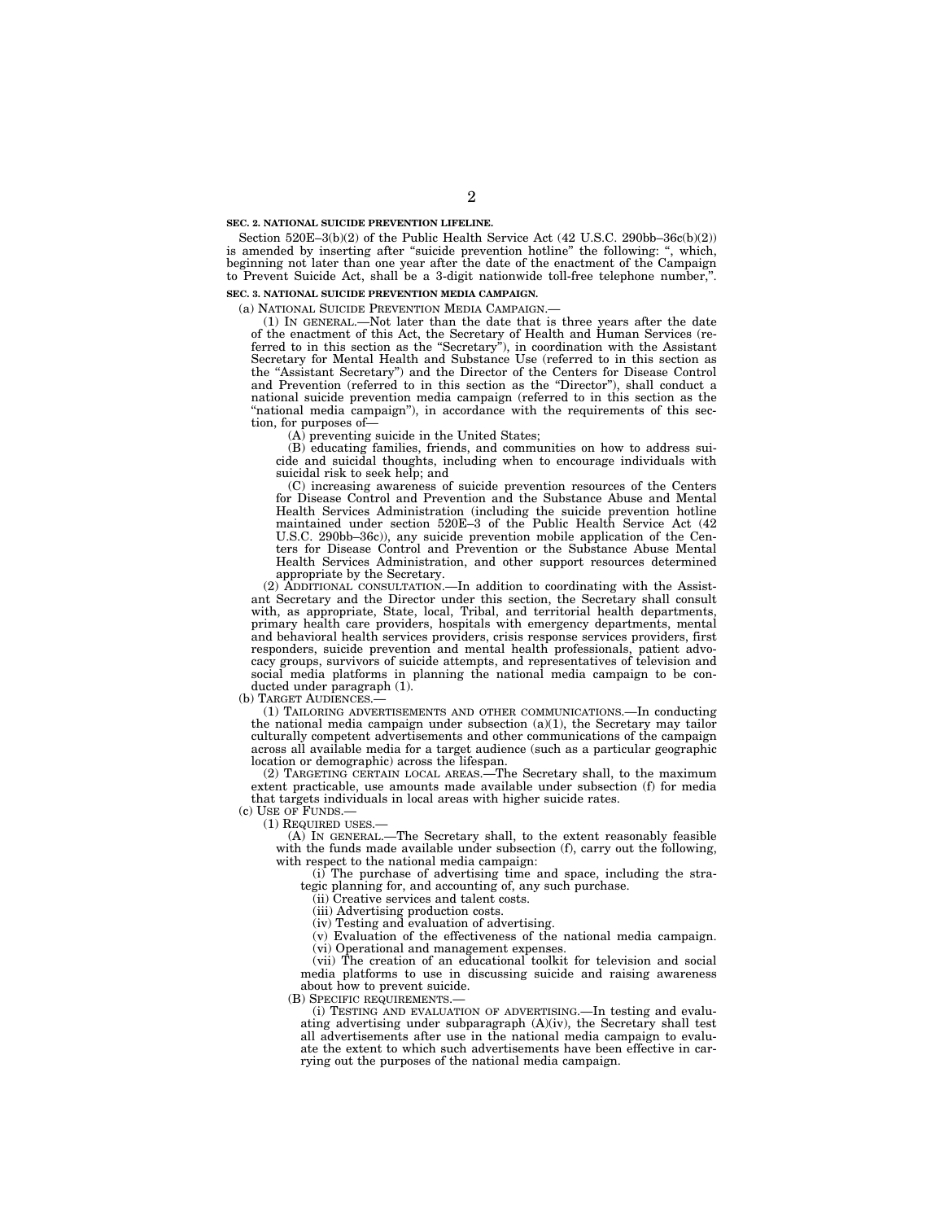**SEC. 2. NATIONAL SUICIDE PREVENTION LIFELINE.**

Section 520E–3(b)(2) of the Public Health Service Act (42 U.S.C. 290bb–36c(b)(2)) is amended by inserting after "suicide prevention hotline" the following: ", which, beginning not later than one year after the date of the enactment of the Campaign to Prevent Suicide Act, shall be a 3-digit nationwide toll-free telephone number,".

**SEC. 3. NATIONAL SUICIDE PREVENTION MEDIA CAMPAIGN.**

(a) NATIONAL SUICIDE PREVENTION MEDIA CAMPAIGN.—

(1) IN GENERAL.—Not later than the date that is three years after the date of the enactment of this Act, the Secretary of Health and Human Services (referred to in this section as the "Secretary"), in coordination with the Assistant Secretary for Mental Health and Substance Use (referred to in this section as the "Assistant Secretary") and the Director of the Centers for Disease Control and Prevention (referred to in this section as the "Director"), shall conduct a national suicide prevention media campaign (referred to in this section as the "national media campaign"), in accordance with the requirements of this section, for purposes of—

(A) preventing suicide in the United States;

(B) educating families, friends, and communities on how to address suicide and suicidal thoughts, including when to encourage individuals with suicidal risk to seek help; and

(C) increasing awareness of suicide prevention resources of the Centers for Disease Control and Prevention and the Substance Abuse and Mental Health Services Administration (including the suicide prevention hotline maintained under section 520E–3 of the Public Health Service Act (42 U.S.C. 290bb–36c)), any suicide prevention mobile application of the Centers for Disease Control and Prevention or the Substance Abuse Mental Health Services Administration, and other support resources determined appropriate by the Secretary.

(2) ADDITIONAL CONSULTATION.—In addition to coordinating with the Assistant Secretary and the Director under this section, the Secretary shall consult with, as appropriate, State, local, Tribal, and territorial health departments, primary health care providers, hospitals with emergency departments, mental and behavioral health services providers, crisis response services providers, first responders, suicide prevention and mental health professionals, patient advocacy groups, survivors of suicide attempts, and representatives of television and social media platforms in planning the national media campaign to be conducted under paragraph (1).

(b) TARGET AUDIENCES.—

(1) TAILORING ADVERTISEMENTS AND OTHER COMMUNICATIONS.—In conducting the national media campaign under subsection (a)(1), the Secretary may tailor culturally competent advertisements and other communications of the campaign across all available media for a target audience (such as a particular geographic location or demographic) across the lifespan.

(2) TARGETING CERTAIN LOCAL AREAS.—The Secretary shall, to the maximum extent practicable, use amounts made available under subsection (f) for media that targets individuals in local areas with higher suicide rates.

(c) USE OF FUNDS.—

(1) REQUIRED USES.—

(A) IN GENERAL.—The Secretary shall, to the extent reasonably feasible with the funds made available under subsection (f), carry out the following, with respect to the national media campaign:

(i) The purchase of advertising time and space, including the strategic planning for, and accounting of, any such purchase.

(ii) Creative services and talent costs.

(iii) Advertising production costs.

(iv) Testing and evaluation of advertising.

(v) Evaluation of the effectiveness of the national media campaign.

(vi) Operational and management expenses.

(vii) The creation of an educational toolkit for television and social media platforms to use in discussing suicide and raising awareness about how to prevent suicide.

(B) SPECIFIC REQUIREMENTS.—

(i) TESTING AND EVALUATION OF ADVERTISING.—In testing and evaluating advertising under subparagraph (A)(iv), the Secretary shall test all advertisements after use in the national media campaign to evaluate the extent to which such advertisements have been effective in carrying out the purposes of the national media campaign.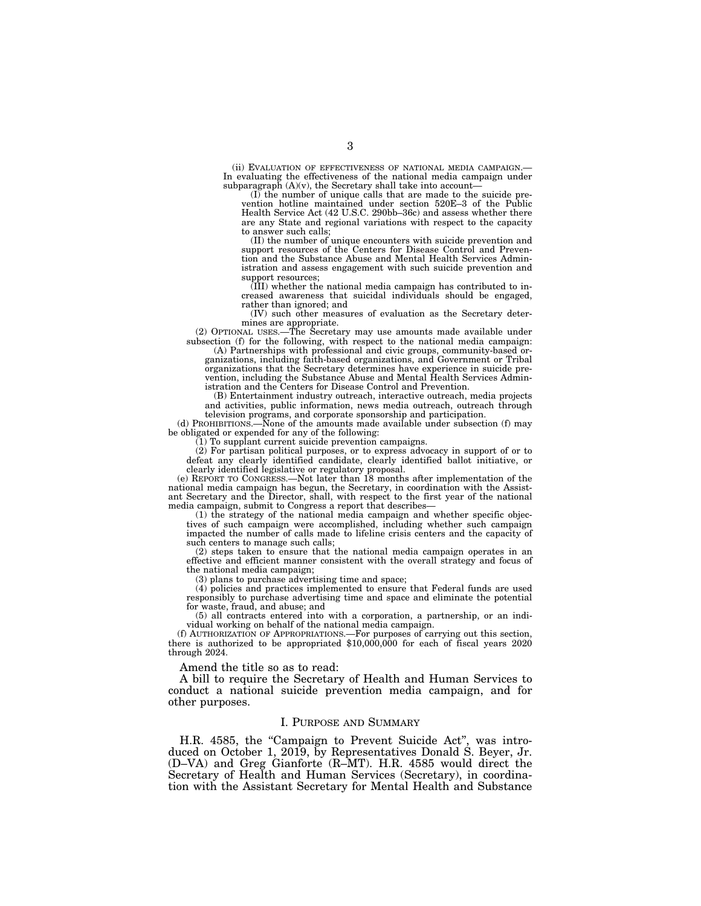(ii) EVALUATION OF EFFECTIVENESS OF NATIONAL MEDIA CAMPAIGN.—In evaluating the effectiveness of the national media campaign under subparagraph (A)(v), the Secretary shall take into account—

(I) the number of unique calls that are made to the suicide prevention hotline maintained under section 520E–3 of the Public Health Service Act (42 U.S.C. 290bb–36c) and assess whether there are any State and regional variations with respect to the capacity to answer such calls;

(II) the number of unique encounters with suicide prevention and support resources of the Centers for Disease Control and Prevention and the Substance Abuse and Mental Health Services Administration and assess engagement with such suicide prevention and support resources;

(III) whether the national media campaign has contributed to increased awareness that suicidal individuals should be engaged, rather than ignored; and

(IV) such other measures of evaluation as the Secretary determines are appropriate.

(2) OPTIONAL USES.—The Secretary may use amounts made available under subsection (f) for the following, with respect to the national media campaign:

(A) Partnerships with professional and civic groups, community-based organizations, including faith-based organizations, and Government or Tribal organizations that the Secretary determines have experience in suicide prevention, including the Substance Abuse and Mental Health Services Administration and the Centers for Disease Control and Prevention.

(B) Entertainment industry outreach, interactive outreach, media projects and activities, public information, news media outreach, outreach through television programs, and corporate sponsorship and participation.

(d) PROHIBITIONS.—None of the amounts made available under subsection (f) may be obligated or expended for any of the following:

(1) To supplant current suicide prevention campaigns.

(2) For partisan political purposes, or to express advocacy in support of or to defeat any clearly identified candidate, clearly identified ballot initiative, or clearly identified legislative or regulatory proposal.

(e) REPORT TO CONGRESS.—Not later than 18 months after implementation of the national media campaign has begun, the Secretary, in coordination with the Assistant Secretary and the Director, shall, with respect to the first year of the national media campaign, submit to Congress a report that describes—

(1) the strategy of the national media campaign and whether specific objectives of such campaign were accomplished, including whether such campaign impacted the number of calls made to lifeline crisis centers and the capacity of such centers to manage such calls;

(2) steps taken to ensure that the national media campaign operates in an effective and efficient manner consistent with the overall strategy and focus of the national media campaign;

(3) plans to purchase advertising time and space;

(4) policies and practices implemented to ensure that Federal funds are used responsibly to purchase advertising time and space and eliminate the potential for waste, fraud, and abuse; and

(5) all contracts entered into with a corporation, a partnership, or an individual working on behalf of the national media campaign.

(f) AUTHORIZATION OF APPROPRIATIONS.—For purposes of carrying out this section, there is authorized to be appropriated $10,000,000 for each of fiscal years 2020 through 2024.

Amend the title so as to read:

A bill to require the Secretary of Health and Human Services to conduct a national suicide prevention media campaign, and for other purposes.

## I. PURPOSE AND SUMMARY

H.R. 4585, the "Campaign to Prevent Suicide Act", was introduced on October 1, 2019, by Representatives Donald S. Beyer, Jr. (D–VA) and Greg Gianforte (R–MT). H.R. 4585 would direct the Secretary of Health and Human Services (Secretary), in coordination with the Assistant Secretary for Mental Health and Substance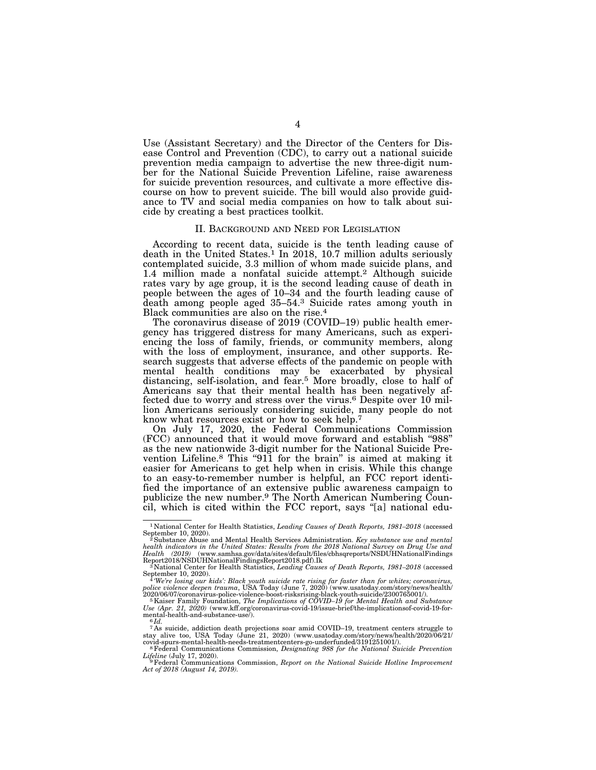Use (Assistant Secretary) and the Director of the Centers for Disease Control and Prevention (CDC), to carry out a national suicide prevention media campaign to advertise the new three-digit number for the National Suicide Prevention Lifeline, raise awareness for suicide prevention resources, and cultivate a more effective discourse on how to prevent suicide. The bill would also provide guidance to TV and social media companies on how to talk about suicide by creating a best practices toolkit.

## II. Background and Need for Legislation

According to recent data, suicide is the tenth leading cause of death in the United States.[1] In 2018, 10.7 million adults seriously contemplated suicide, 3.3 million of whom made suicide plans, and 1.4 million made a nonfatal suicide attempt.[2] Although suicide rates vary by age group, it is the second leading cause of death in people between the ages of 10–34 and the fourth leading cause of death among people aged 35–54.[3] Suicide rates among youth in Black communities are also on the rise.[4]

The coronavirus disease of 2019 (COVID–19) public health emergency has triggered distress for many Americans, such as experiencing the loss of family, friends, or community members, along with the loss of employment, insurance, and other supports. Research suggests that adverse effects of the pandemic on people with mental health conditions may be exacerbated by physical distancing, self-isolation, and fear.[5] More broadly, close to half of Americans say that their mental health has been negatively affected due to worry and stress over the virus.[6] Despite over 10 million Americans seriously considering suicide, many people do not know what resources exist or how to seek help.[7]

On July 17, 2020, the Federal Communications Commission (FCC) announced that it would move forward and establish "988" as the new nationwide 3-digit number for the National Suicide Prevention Lifeline.[8] This "911 for the brain" is aimed at making it easier for Americans to get help when in crisis. While this change to an easy-to-remember number is helpful, an FCC report identified the importance of an extensive public awareness campaign to publicize the new number.[9] The North American Numbering Council, which is cited within the FCC report, says "[a] national edu-

---

[1] National Center for Health Statistics, *Leading Causes of Death Reports, 1981–2018* (accessed September 10, 2020).

[2] Substance Abuse and Mental Health Services Administration. *Key substance use and mental health indicators in the United States: Results from the 2018 National Survey on Drug Use and Health (2019)* (www.samhsa.gov/data/sites/default/files/cbhsqreports/NSDUHNationalFindingsReport2018/NSDUHNationalFindingsReport2018.pdf).Ik

[3] National Center for Health Statistics, *Leading Causes of Death Reports, 1981–2018* (accessed September 10, 2020).

[4] *'We're losing our kids': Black youth suicide rate rising far faster than for whites; coronavirus, police violence deepen trauma*, USA Today (June 7, 2020) (www.usatoday.com/story/news/health/2020/06/07/coronavirus-police-violence-boost-risksrising-black-youth-suicide/2300765001/).

[5] Kaiser Family Foundation, *The Implications of COVID–19 for Mental Health and Substance Use (Apr. 21, 2020)* (www.kff.org/coronavirus-covid-19/issue-brief/the-implicationsof-covid-19-for-mental-health-and-substance-use/).

[6] *Id.*

[7] As suicide, addiction death projections soar amid COVID–19, treatment centers struggle to stay alive too, USA Today (June 21, 2020) (www.usatoday.com/story/news/health/2020/06/21/covid-spurs-mental-health-needs-treatmentcenters-go-underfunded/3191251001/).

[8] Federal Communications Commission, *Designating 988 for the National Suicide Prevention Lifeline* (July 17, 2020).

[9] Federal Communications Commission, *Report on the National Suicide Hotline Improvement Act of 2018 (August 14, 2019).*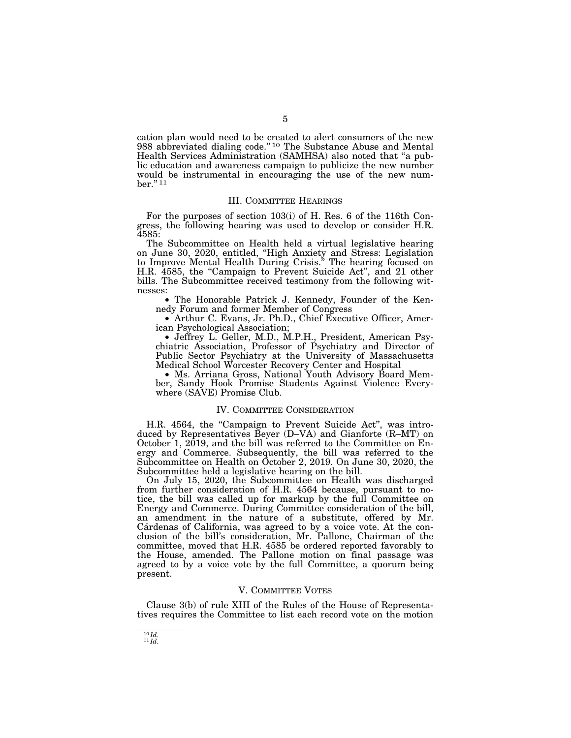cation plan would need to be created to alert consumers of the new 988 abbreviated dialing code."[10] The Substance Abuse and Mental Health Services Administration (SAMHSA) also noted that "a public education and awareness campaign to publicize the new number would be instrumental in encouraging the use of the new number."[11]

## III. Committee Hearings

For the purposes of section 103(i) of H. Res. 6 of the 116th Congress, the following hearing was used to develop or consider H.R. 4585:

The Subcommittee on Health held a virtual legislative hearing on June 30, 2020, entitled, "High Anxiety and Stress: Legislation to Improve Mental Health During Crisis." The hearing focused on H.R. 4585, the "Campaign to Prevent Suicide Act", and 21 other bills. The Subcommittee received testimony from the following witnesses:

- The Honorable Patrick J. Kennedy, Founder of the Kennedy Forum and former Member of Congress
- Arthur C. Evans, Jr. Ph.D., Chief Executive Officer, American Psychological Association;
- Jeffrey L. Geller, M.D., M.P.H., President, American Psychiatric Association, Professor of Psychiatry and Director of Public Sector Psychiatry at the University of Massachusetts Medical School Worcester Recovery Center and Hospital
- Ms. Arriana Gross, National Youth Advisory Board Member, Sandy Hook Promise Students Against Violence Everywhere (SAVE) Promise Club.

## IV. Committee Consideration

H.R. 4564, the "Campaign to Prevent Suicide Act", was introduced by Representatives Beyer (D–VA) and Gianforte (R–MT) on October 1, 2019, and the bill was referred to the Committee on Energy and Commerce. Subsequently, the bill was referred to the Subcommittee on Health on October 2, 2019. On June 30, 2020, the Subcommittee held a legislative hearing on the bill.

On July 15, 2020, the Subcommittee on Health was discharged from further consideration of H.R. 4564 because, pursuant to notice, the bill was called up for markup by the full Committee on Energy and Commerce. During Committee consideration of the bill, an amendment in the nature of a substitute, offered by Mr. Cárdenas of California, was agreed to by a voice vote. At the conclusion of the bill's consideration, Mr. Pallone, Chairman of the committee, moved that H.R. 4585 be ordered reported favorably to the House, amended. The Pallone motion on final passage was agreed to by a voice vote by the full Committee, a quorum being present.

## V. Committee Votes

Clause 3(b) of rule XIII of the Rules of the House of Representatives requires the Committee to list each record vote on the motion

---

[10] *Id.*

[11] *Id.*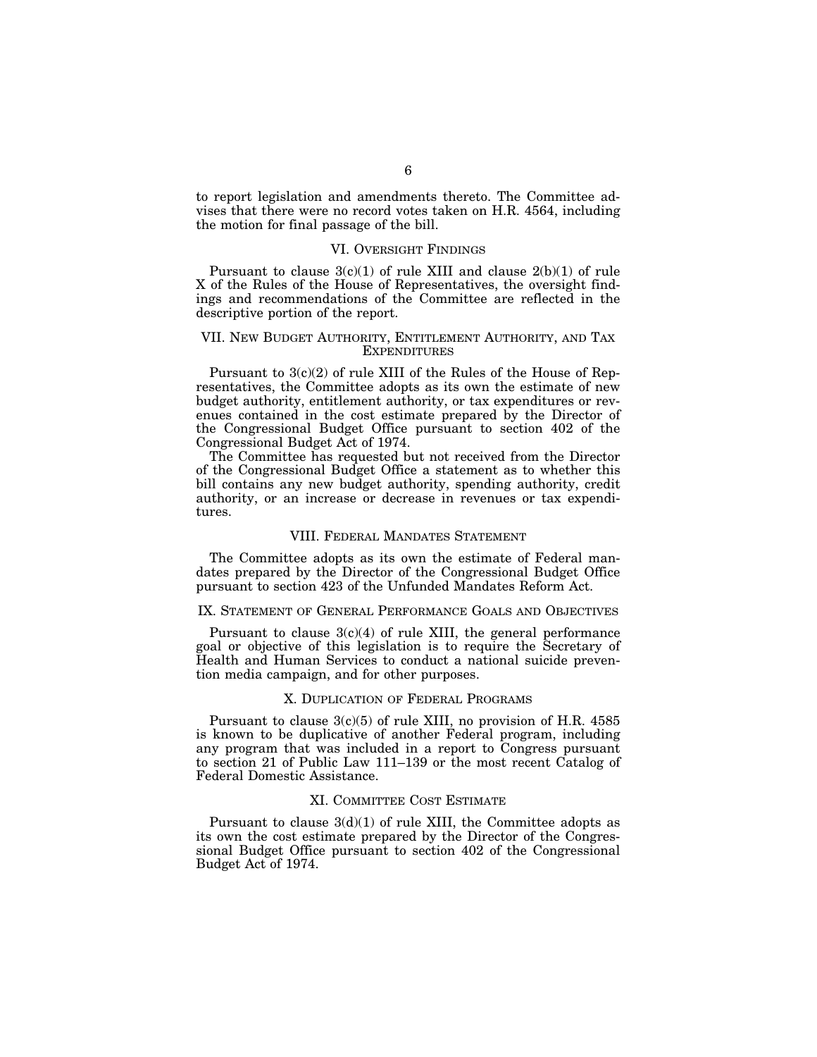to report legislation and amendments thereto. The Committee advises that there were no record votes taken on H.R. 4564, including the motion for final passage of the bill.

## VI. Oversight Findings

Pursuant to clause 3(c)(1) of rule XIII and clause 2(b)(1) of rule X of the Rules of the House of Representatives, the oversight findings and recommendations of the Committee are reflected in the descriptive portion of the report.

## VII. New Budget Authority, Entitlement Authority, and Tax Expenditures

Pursuant to 3(c)(2) of rule XIII of the Rules of the House of Representatives, the Committee adopts as its own the estimate of new budget authority, entitlement authority, or tax expenditures or revenues contained in the cost estimate prepared by the Director of the Congressional Budget Office pursuant to section 402 of the Congressional Budget Act of 1974.

The Committee has requested but not received from the Director of the Congressional Budget Office a statement as to whether this bill contains any new budget authority, spending authority, credit authority, or an increase or decrease in revenues or tax expenditures.

## VIII. Federal Mandates Statement

The Committee adopts as its own the estimate of Federal mandates prepared by the Director of the Congressional Budget Office pursuant to section 423 of the Unfunded Mandates Reform Act.

## IX. Statement of General Performance Goals and Objectives

Pursuant to clause 3(c)(4) of rule XIII, the general performance goal or objective of this legislation is to require the Secretary of Health and Human Services to conduct a national suicide prevention media campaign, and for other purposes.

## X. Duplication of Federal Programs

Pursuant to clause 3(c)(5) of rule XIII, no provision of H.R. 4585 is known to be duplicative of another Federal program, including any program that was included in a report to Congress pursuant to section 21 of Public Law 111–139 or the most recent Catalog of Federal Domestic Assistance.

## XI. Committee Cost Estimate

Pursuant to clause 3(d)(1) of rule XIII, the Committee adopts as its own the cost estimate prepared by the Director of the Congressional Budget Office pursuant to section 402 of the Congressional Budget Act of 1974.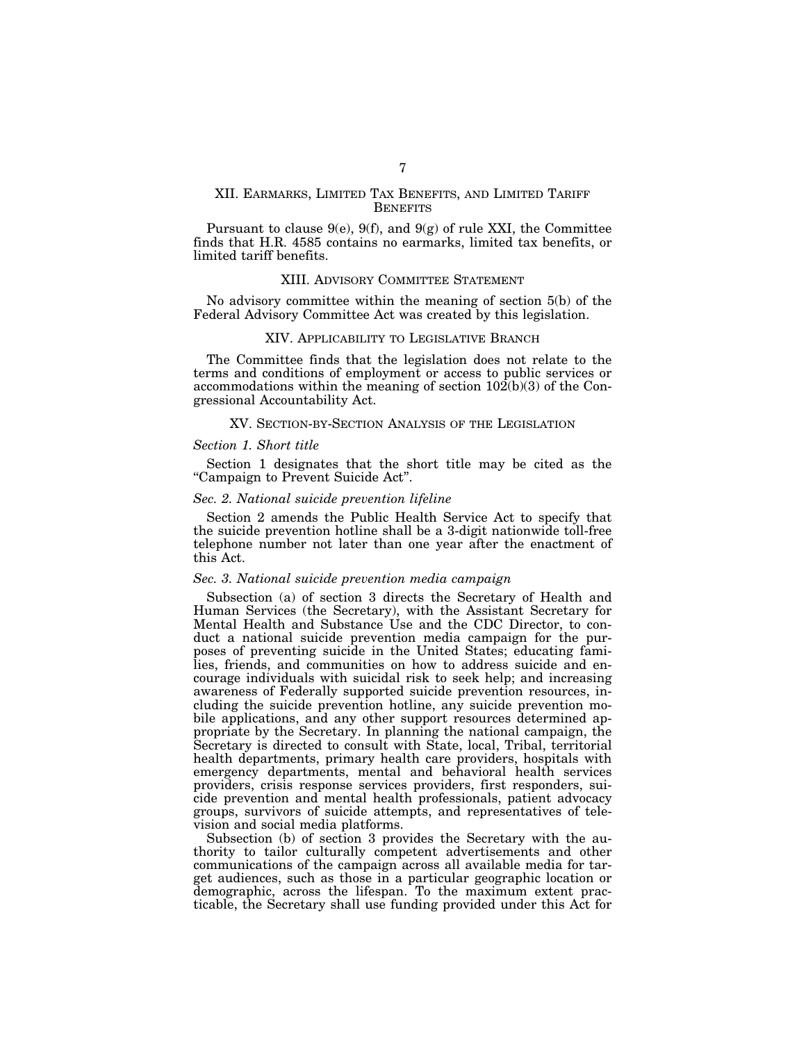## XII. Earmarks, Limited Tax Benefits, and Limited Tariff Benefits

Pursuant to clause 9(e), 9(f), and 9(g) of rule XXI, the Committee finds that H.R. 4585 contains no earmarks, limited tax benefits, or limited tariff benefits.

## XIII. Advisory Committee Statement

No advisory committee within the meaning of section 5(b) of the Federal Advisory Committee Act was created by this legislation.

## XIV. Applicability to Legislative Branch

The Committee finds that the legislation does not relate to the terms and conditions of employment or access to public services or accommodations within the meaning of section 102(b)(3) of the Congressional Accountability Act.

## XV. Section-by-Section Analysis of the Legislation

### *Section 1. Short title*

Section 1 designates that the short title may be cited as the "Campaign to Prevent Suicide Act".

### *Sec. 2. National suicide prevention lifeline*

Section 2 amends the Public Health Service Act to specify that the suicide prevention hotline shall be a 3-digit nationwide toll-free telephone number not later than one year after the enactment of this Act.

### *Sec. 3. National suicide prevention media campaign*

Subsection (a) of section 3 directs the Secretary of Health and Human Services (the Secretary), with the Assistant Secretary for Mental Health and Substance Use and the CDC Director, to conduct a national suicide prevention media campaign for the purposes of preventing suicide in the United States; educating families, friends, and communities on how to address suicide and encourage individuals with suicidal risk to seek help; and increasing awareness of Federally supported suicide prevention resources, including the suicide prevention hotline, any suicide prevention mobile applications, and any other support resources determined appropriate by the Secretary. In planning the national campaign, the Secretary is directed to consult with State, local, Tribal, territorial health departments, primary health care providers, hospitals with emergency departments, mental and behavioral health services providers, crisis response services providers, first responders, suicide prevention and mental health professionals, patient advocacy groups, survivors of suicide attempts, and representatives of television and social media platforms.

Subsection (b) of section 3 provides the Secretary with the authority to tailor culturally competent advertisements and other communications of the campaign across all available media for target audiences, such as those in a particular geographic location or demographic, across the lifespan. To the maximum extent practicable, the Secretary shall use funding provided under this Act for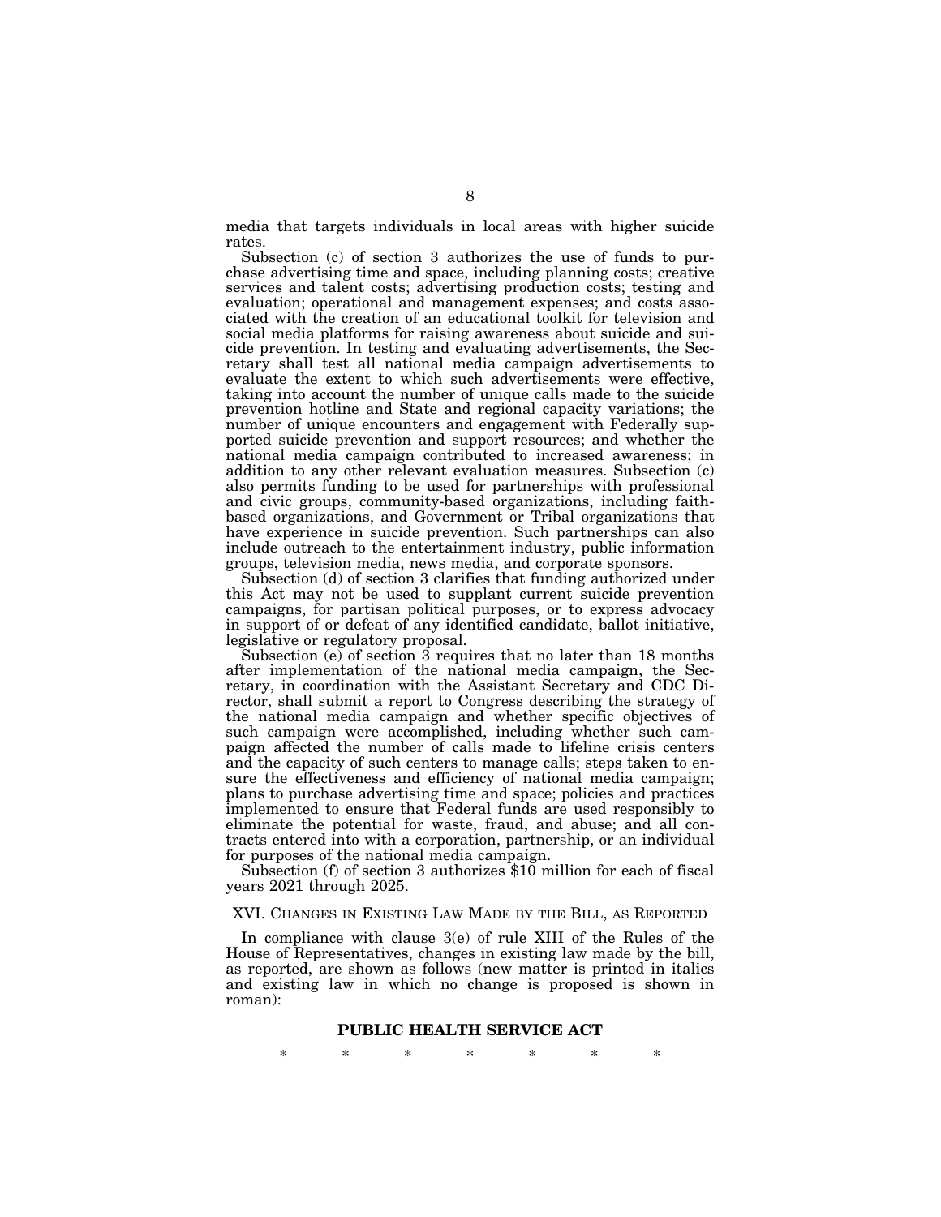media that targets individuals in local areas with higher suicide rates.

Subsection (c) of section 3 authorizes the use of funds to purchase advertising time and space, including planning costs; creative services and talent costs; advertising production costs; testing and evaluation; operational and management expenses; and costs associated with the creation of an educational toolkit for television and social media platforms for raising awareness about suicide and suicide prevention. In testing and evaluating advertisements, the Secretary shall test all national media campaign advertisements to evaluate the extent to which such advertisements were effective, taking into account the number of unique calls made to the suicide prevention hotline and State and regional capacity variations; the number of unique encounters and engagement with Federally supported suicide prevention and support resources; and whether the national media campaign contributed to increased awareness; in addition to any other relevant evaluation measures. Subsection (c) also permits funding to be used for partnerships with professional and civic groups, community-based organizations, including faith-based organizations, and Government or Tribal organizations that have experience in suicide prevention. Such partnerships can also include outreach to the entertainment industry, public information groups, television media, news media, and corporate sponsors.

Subsection (d) of section 3 clarifies that funding authorized under this Act may not be used to supplant current suicide prevention campaigns, for partisan political purposes, or to express advocacy in support of or defeat of any identified candidate, ballot initiative, legislative or regulatory proposal.

Subsection (e) of section 3 requires that no later than 18 months after implementation of the national media campaign, the Secretary, in coordination with the Assistant Secretary and CDC Director, shall submit a report to Congress describing the strategy of the national media campaign and whether specific objectives of such campaign were accomplished, including whether such campaign affected the number of calls made to lifeline crisis centers and the capacity of such centers to manage calls; steps taken to ensure the effectiveness and efficiency of national media campaign; plans to purchase advertising time and space; policies and practices implemented to ensure that Federal funds are used responsibly to eliminate the potential for waste, fraud, and abuse; and all contracts entered into with a corporation, partnership, or an individual for purposes of the national media campaign.

Subsection (f) of section 3 authorizes $10 million for each of fiscal years 2021 through 2025.

## XVI. Changes in Existing Law Made by the Bill, as Reported

In compliance with clause 3(e) of rule XIII of the Rules of the House of Representatives, changes in existing law made by the bill, as reported, are shown as follows (new matter is printed in italics and existing law in which no change is proposed is shown in roman):

### PUBLIC HEALTH SERVICE ACT

\* \* \* \* \* \* \*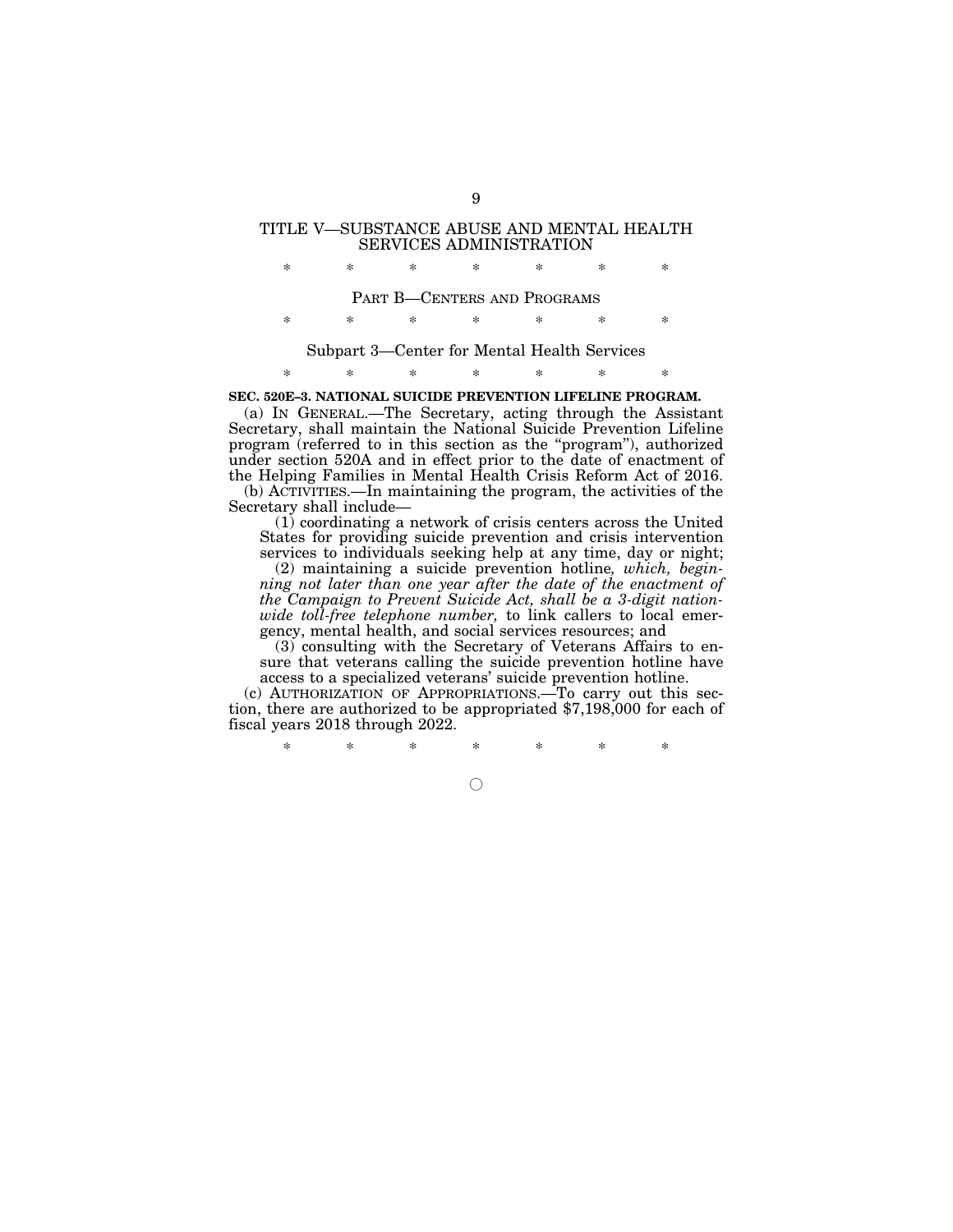## TITLE V—SUBSTANCE ABUSE AND MENTAL HEALTH SERVICES ADMINISTRATION

\* \* \* \* \* \* \*

### PART B—CENTERS AND PROGRAMS

\* \* \* \* \* \* \*

#### Subpart 3—Center for Mental Health Services

\* \* \* \* \* \* \*

**SEC. 520E–3. NATIONAL SUICIDE PREVENTION LIFELINE PROGRAM.**

(a) IN GENERAL.—The Secretary, acting through the Assistant Secretary, shall maintain the National Suicide Prevention Lifeline program (referred to in this section as the "program"), authorized under section 520A and in effect prior to the date of enactment of the Helping Families in Mental Health Crisis Reform Act of 2016.

(b) ACTIVITIES.—In maintaining the program, the activities of the Secretary shall include—

(1) coordinating a network of crisis centers across the United States for providing suicide prevention and crisis intervention services to individuals seeking help at any time, day or night;

(2) maintaining a suicide prevention hotline*, which, beginning not later than one year after the date of the enactment of the Campaign to Prevent Suicide Act, shall be a 3-digit nationwide toll-free telephone number,* to link callers to local emergency, mental health, and social services resources; and

(3) consulting with the Secretary of Veterans Affairs to ensure that veterans calling the suicide prevention hotline have access to a specialized veterans' suicide prevention hotline.

(c) AUTHORIZATION OF APPROPRIATIONS.—To carry out this section, there are authorized to be appropriated $7,198,000 for each of fiscal years 2018 through 2022.

\* \* \* \* \* \* \*

○